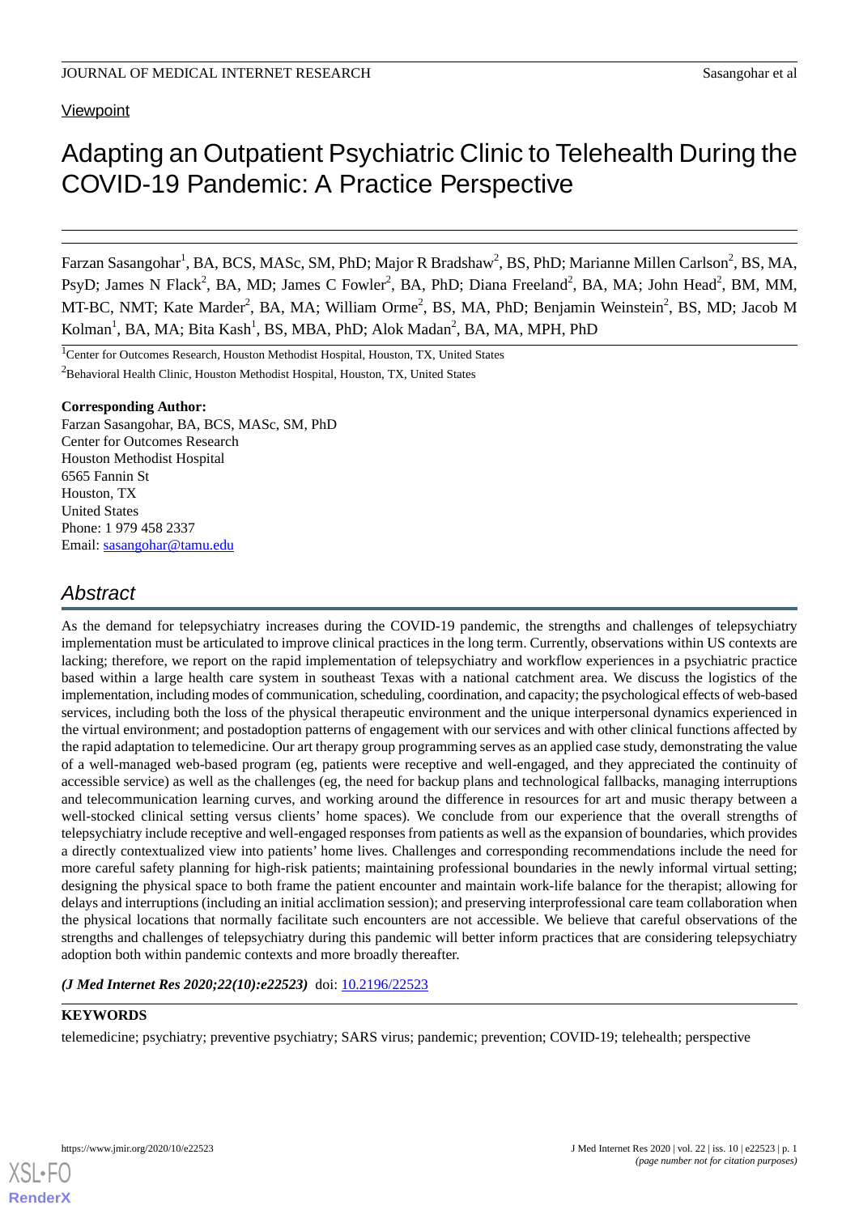Viewpoint

# Adapting an Outpatient Psychiatric Clinic to Telehealth During the COVID-19 Pandemic: A Practice Perspective

Farzan Sasangohar[1], BA, BCS, MASc, SM, PhD; Major R Bradshaw[2], BS, PhD; Marianne Millen Carlson[2], BS, MA, PsyD; James N Flack[2], BA, MD; James C Fowler[2], BA, PhD; Diana Freeland[2], BA, MA; John Head[2], BM, MM, MT-BC, NMT; Kate Marder[2], BA, MA; William Orme[2], BS, MA, PhD; Benjamin Weinstein[2], BS, MD; Jacob M Kolman[1], BA, MA; Bita Kash[1], BS, MBA, PhD; Alok Madan[2], BA, MA, MPH, PhD

[1]Center for Outcomes Research, Houston Methodist Hospital, Houston, TX, United States

[2]Behavioral Health Clinic, Houston Methodist Hospital, Houston, TX, United States

**Corresponding Author:**
Farzan Sasangohar, BA, BCS, MASc, SM, PhD
Center for Outcomes Research
Houston Methodist Hospital
6565 Fannin St
Houston, TX
United States
Phone: 1 979 458 2337
Email: sasangohar@tamu.edu

## Abstract

As the demand for telepsychiatry increases during the COVID-19 pandemic, the strengths and challenges of telepsychiatry implementation must be articulated to improve clinical practices in the long term. Currently, observations within US contexts are lacking; therefore, we report on the rapid implementation of telepsychiatry and workflow experiences in a psychiatric practice based within a large health care system in southeast Texas with a national catchment area. We discuss the logistics of the implementation, including modes of communication, scheduling, coordination, and capacity; the psychological effects of web-based services, including both the loss of the physical therapeutic environment and the unique interpersonal dynamics experienced in the virtual environment; and postadoption patterns of engagement with our services and with other clinical functions affected by the rapid adaptation to telemedicine. Our art therapy group programming serves as an applied case study, demonstrating the value of a well-managed web-based program (eg, patients were receptive and well-engaged, and they appreciated the continuity of accessible service) as well as the challenges (eg, the need for backup plans and technological fallbacks, managing interruptions and telecommunication learning curves, and working around the difference in resources for art and music therapy between a well-stocked clinical setting versus clients' home spaces). We conclude from our experience that the overall strengths of telepsychiatry include receptive and well-engaged responses from patients as well as the expansion of boundaries, which provides a directly contextualized view into patients' home lives. Challenges and corresponding recommendations include the need for more careful safety planning for high-risk patients; maintaining professional boundaries in the newly informal virtual setting; designing the physical space to both frame the patient encounter and maintain work-life balance for the therapist; allowing for delays and interruptions (including an initial acclimation session); and preserving interprofessional care team collaboration when the physical locations that normally facilitate such encounters are not accessible. We believe that careful observations of the strengths and challenges of telepsychiatry during this pandemic will better inform practices that are considering telepsychiatry adoption both within pandemic contexts and more broadly thereafter.

*(J Med Internet Res 2020;22(10):e22523)* doi: 10.2196/22523

**KEYWORDS**

telemedicine; psychiatry; preventive psychiatry; SARS virus; pandemic; prevention; COVID-19; telehealth; perspective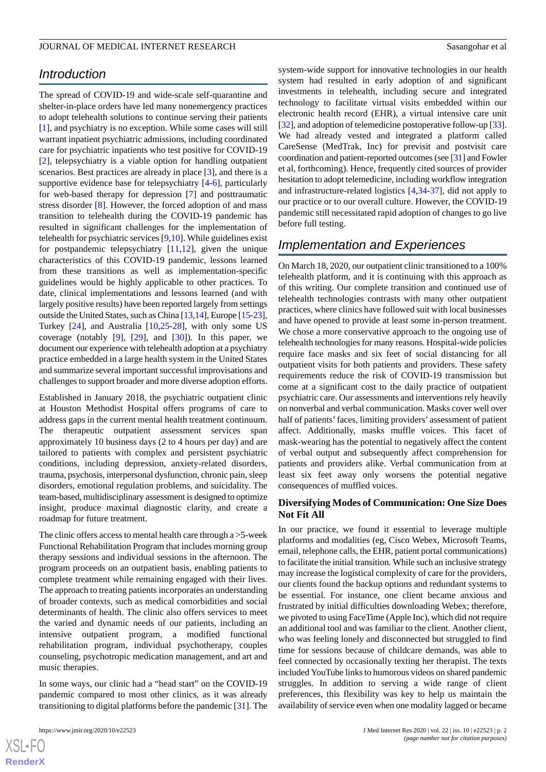## Introduction

The spread of COVID-19 and wide-scale self-quarantine and shelter-in-place orders have led many nonemergency practices to adopt telehealth solutions to continue serving their patients [1], and psychiatry is no exception. While some cases will still warrant inpatient psychiatric admissions, including coordinated care for psychiatric inpatients who test positive for COVID-19 [2], telepsychiatry is a viable option for handling outpatient scenarios. Best practices are already in place [3], and there is a supportive evidence base for telepsychiatry [4-6], particularly for web-based therapy for depression [7] and posttraumatic stress disorder [8]. However, the forced adoption of and mass transition to telehealth during the COVID-19 pandemic has resulted in significant challenges for the implementation of telehealth for psychiatric services [9,10]. While guidelines exist for postpandemic telepsychiatry [11,12], given the unique characteristics of this COVID-19 pandemic, lessons learned from these transitions as well as implementation-specific guidelines would be highly applicable to other practices. To date, clinical implementations and lessons learned (and with largely positive results) have been reported largely from settings outside the United States, such as China [13,14], Europe [15-23], Turkey [24], and Australia [10,25-28], with only some US coverage (notably [9], [29], and [30]). In this paper, we document our experience with telehealth adoption at a psychiatry practice embedded in a large health system in the United States and summarize several important successful improvements and challenges to support broader and more diverse adoption efforts.

Established in January 2018, the psychiatric outpatient clinic at Houston Methodist Hospital offers programs of care to address gaps in the current mental health treatment continuum. The therapeutic outpatient assessment services span approximately 10 business days (2 to 4 hours per day) and are tailored to patients with complex and persistent psychiatric conditions, including depression, anxiety-related disorders, trauma, psychosis, interpersonal dysfunction, chronic pain, sleep disorders, emotional regulation problems, and suicidality. The team-based, multidisciplinary assessment is designed to optimize insight, produce maximal diagnostic clarity, and create a roadmap for future treatment.

The clinic offers access to mental health care through a >5-week Functional Rehabilitation Program that includes morning group therapy sessions and individual sessions in the afternoon. The program proceeds on an outpatient basis, enabling patients to complete treatment while remaining engaged with their lives. The approach to treating patients incorporates an understanding of broader contexts, such as medical comorbidities and social determinants of health. The clinic also offers services to meet the varied and dynamic needs of our patients, including an intensive outpatient program, a modified functional rehabilitation program, individual psychotherapy, couples counseling, psychotropic medication management, and art and music therapies.

In some ways, our clinic had a "head start" on the COVID-19 pandemic compared to most other clinics, as it was already transitioning to digital platforms before the pandemic [31]. The system-wide support for innovative technologies in our health system had resulted in early adoption of and significant investments in telehealth, including secure and integrated technology to facilitate virtual visits embedded within our electronic health record (EHR), a virtual intensive care unit [32], and adoption of telemedicine postoperative follow-up [33]. We had already vested and integrated a platform called CareSense (MedTrak, Inc) for previsit and postvisit care coordination and patient-reported outcomes (see [31] and Fowler et al, forthcoming). Hence, frequently cited sources of provider hesitation to adopt telemedicine, including workflow integration and infrastructure-related logistics [4,34-37], did not apply to our practice or to our overall culture. However, the COVID-19 pandemic still necessitated rapid adoption of changes to go live before full testing.

## Implementation and Experiences

On March 18, 2020, our outpatient clinic transitioned to a 100% telehealth platform, and it is continuing with this approach as of this writing. Our complete transition and continued use of telehealth technologies contrasts with many other outpatient practices, where clinics have followed suit with local businesses and have opened to provide at least some in-person treatment. We chose a more conservative approach to the ongoing use of telehealth technologies for many reasons. Hospital-wide policies require face masks and six feet of social distancing for all outpatient visits for both patients and providers. These safety requirements reduce the risk of COVID-19 transmission but come at a significant cost to the daily practice of outpatient psychiatric care. Our assessments and interventions rely heavily on nonverbal and verbal communication. Masks cover well over half of patients' faces, limiting providers' assessment of patient affect. Additionally, masks muffle voices. This facet of mask-wearing has the potential to negatively affect the content of verbal output and subsequently affect comprehension for patients and providers alike. Verbal communication from at least six feet away only worsens the potential negative consequences of muffled voices.

### Diversifying Modes of Communication: One Size Does Not Fit All

In our practice, we found it essential to leverage multiple platforms and modalities (eg, Cisco Webex, Microsoft Teams, email, telephone calls, the EHR, patient portal communications) to facilitate the initial transition. While such an inclusive strategy may increase the logistical complexity of care for the providers, our clients found the backup options and redundant systems to be essential. For instance, one client became anxious and frustrated by initial difficulties downloading Webex; therefore, we pivoted to using FaceTime (Apple Inc), which did not require an additional tool and was familiar to the client. Another client, who was feeling lonely and disconnected but struggled to find time for sessions because of childcare demands, was able to feel connected by occasionally texting her therapist. The texts included YouTube links to humorous videos on shared pandemic struggles. In addition to serving a wide range of client preferences, this flexibility was key to help us maintain the availability of service even when one modality lagged or became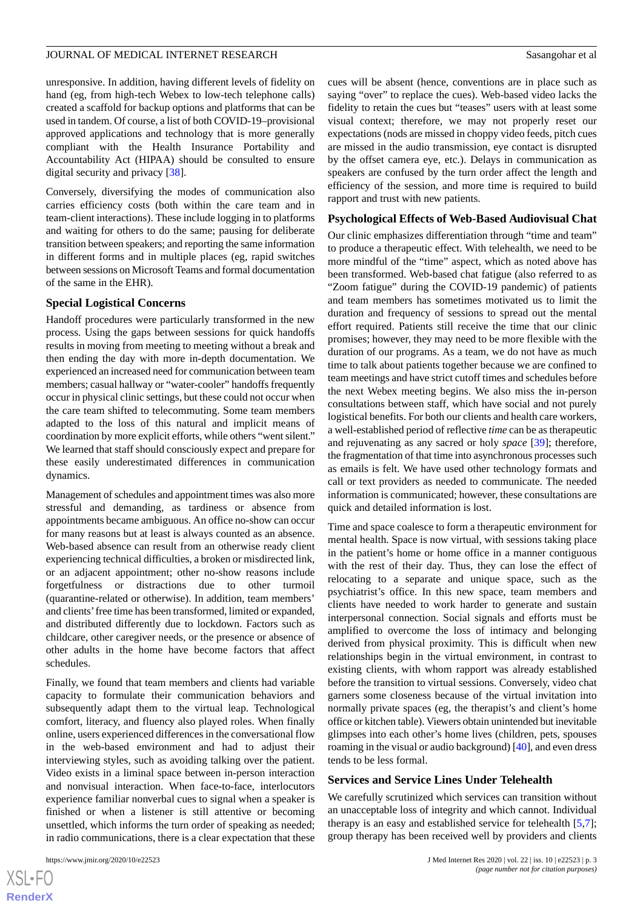unresponsive. In addition, having different levels of fidelity on hand (eg, from high-tech Webex to low-tech telephone calls) created a scaffold for backup options and platforms that can be used in tandem. Of course, a list of both COVID-19–provisional approved applications and technology that is more generally compliant with the Health Insurance Portability and Accountability Act (HIPAA) should be consulted to ensure digital security and privacy [38].

Conversely, diversifying the modes of communication also carries efficiency costs (both within the care team and in team-client interactions). These include logging in to platforms and waiting for others to do the same; pausing for deliberate transition between speakers; and reporting the same information in different forms and in multiple places (eg, rapid switches between sessions on Microsoft Teams and formal documentation of the same in the EHR).

### Special Logistical Concerns

Handoff procedures were particularly transformed in the new process. Using the gaps between sessions for quick handoffs results in moving from meeting to meeting without a break and then ending the day with more in-depth documentation. We experienced an increased need for communication between team members; casual hallway or "water-cooler" handoffs frequently occur in physical clinic settings, but these could not occur when the care team shifted to telecommuting. Some team members adapted to the loss of this natural and implicit means of coordination by more explicit efforts, while others "went silent." We learned that staff should consciously expect and prepare for these easily underestimated differences in communication dynamics.

Management of schedules and appointment times was also more stressful and demanding, as tardiness or absence from appointments became ambiguous. An office no-show can occur for many reasons but at least is always counted as an absence. Web-based absence can result from an otherwise ready client experiencing technical difficulties, a broken or misdirected link, or an adjacent appointment; other no-show reasons include forgetfulness or distractions due to other turmoil (quarantine-related or otherwise). In addition, team members' and clients' free time has been transformed, limited or expanded, and distributed differently due to lockdown. Factors such as childcare, other caregiver needs, or the presence or absence of other adults in the home have become factors that affect schedules.

Finally, we found that team members and clients had variable capacity to formulate their communication behaviors and subsequently adapt them to the virtual leap. Technological comfort, literacy, and fluency also played roles. When finally online, users experienced differences in the conversational flow in the web-based environment and had to adjust their interviewing styles, such as avoiding talking over the patient. Video exists in a liminal space between in-person interaction and nonvisual interaction. When face-to-face, interlocutors experience familiar nonverbal cues to signal when a speaker is finished or when a listener is still attentive or becoming unsettled, which informs the turn order of speaking as needed; in radio communications, there is a clear expectation that these cues will be absent (hence, conventions are in place such as saying "over" to replace the cues). Web-based video lacks the fidelity to retain the cues but "teases" users with at least some visual context; therefore, we may not properly reset our expectations (nods are missed in choppy video feeds, pitch cues are missed in the audio transmission, eye contact is disrupted by the offset camera eye, etc.). Delays in communication as speakers are confused by the turn order affect the length and efficiency of the session, and more time is required to build rapport and trust with new patients.

### Psychological Effects of Web-Based Audiovisual Chat

Our clinic emphasizes differentiation through "time and team" to produce a therapeutic effect. With telehealth, we need to be more mindful of the "time" aspect, which as noted above has been transformed. Web-based chat fatigue (also referred to as "Zoom fatigue" during the COVID-19 pandemic) of patients and team members has sometimes motivated us to limit the duration and frequency of sessions to spread out the mental effort required. Patients still receive the time that our clinic promises; however, they may need to be more flexible with the duration of our programs. As a team, we do not have as much time to talk about patients together because we are confined to team meetings and have strict cutoff times and schedules before the next Webex meeting begins. We also miss the in-person consultations between staff, which have social and not purely logistical benefits. For both our clients and health care workers, a well-established period of reflective *time* can be as therapeutic and rejuvenating as any sacred or holy *space* [39]; therefore, the fragmentation of that time into asynchronous processes such as emails is felt. We have used other technology formats and call or text providers as needed to communicate. The needed information is communicated; however, these consultations are quick and detailed information is lost.

Time and space coalesce to form a therapeutic environment for mental health. Space is now virtual, with sessions taking place in the patient's home or home office in a manner contiguous with the rest of their day. Thus, they can lose the effect of relocating to a separate and unique space, such as the psychiatrist's office. In this new space, team members and clients have needed to work harder to generate and sustain interpersonal connection. Social signals and efforts must be amplified to overcome the loss of intimacy and belonging derived from physical proximity. This is difficult when new relationships begin in the virtual environment, in contrast to existing clients, with whom rapport was already established before the transition to virtual sessions. Conversely, video chat garners some closeness because of the virtual invitation into normally private spaces (eg, the therapist's and client's home office or kitchen table). Viewers obtain unintended but inevitable glimpses into each other's home lives (children, pets, spouses roaming in the visual or audio background) [40], and even dress tends to be less formal.

### Services and Service Lines Under Telehealth

We carefully scrutinized which services can transition without an unacceptable loss of integrity and which cannot. Individual therapy is an easy and established service for telehealth [5,7]; group therapy has been received well by providers and clients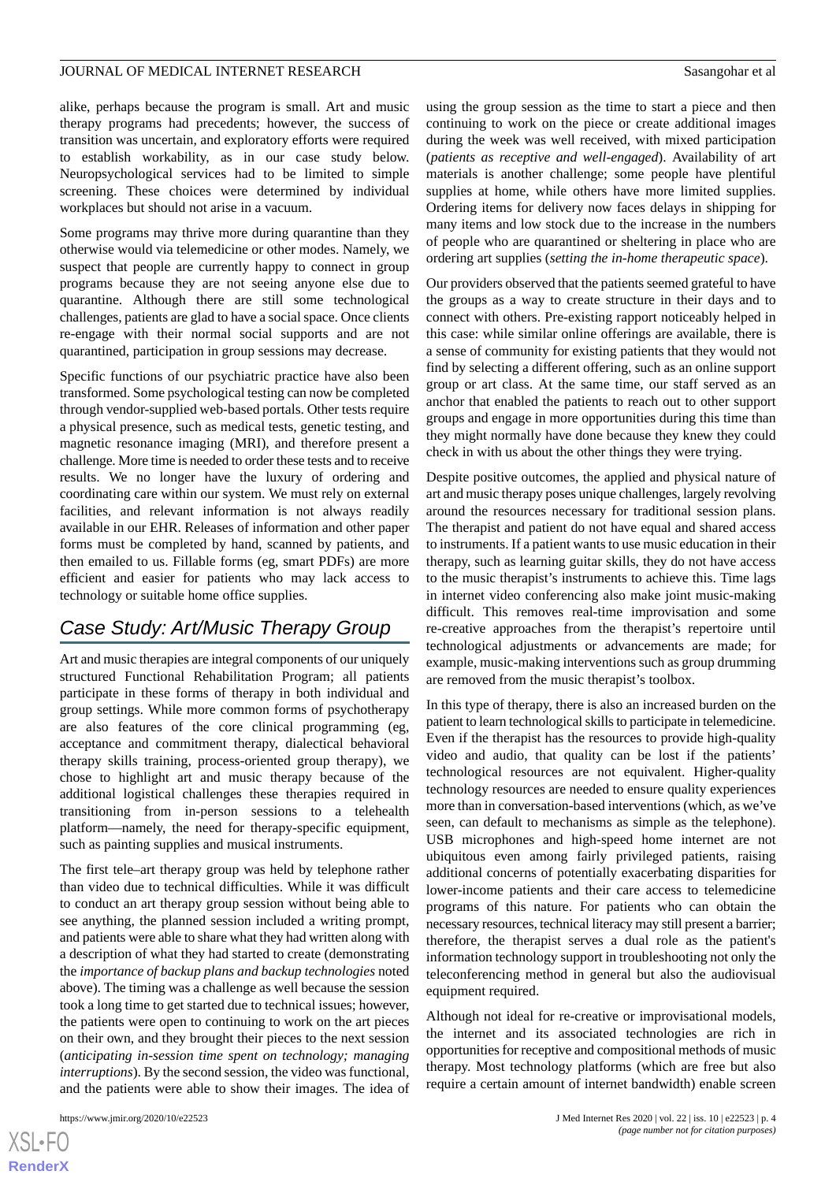alike, perhaps because the program is small. Art and music therapy programs had precedents; however, the success of transition was uncertain, and exploratory efforts were required to establish workability, as in our case study below. Neuropsychological services had to be limited to simple screening. These choices were determined by individual workplaces but should not arise in a vacuum.

Some programs may thrive more during quarantine than they otherwise would via telemedicine or other modes. Namely, we suspect that people are currently happy to connect in group programs because they are not seeing anyone else due to quarantine. Although there are still some technological challenges, patients are glad to have a social space. Once clients re-engage with their normal social supports and are not quarantined, participation in group sessions may decrease.

Specific functions of our psychiatric practice have also been transformed. Some psychological testing can now be completed through vendor-supplied web-based portals. Other tests require a physical presence, such as medical tests, genetic testing, and magnetic resonance imaging (MRI), and therefore present a challenge. More time is needed to order these tests and to receive results. We no longer have the luxury of ordering and coordinating care within our system. We must rely on external facilities, and relevant information is not always readily available in our EHR. Releases of information and other paper forms must be completed by hand, scanned by patients, and then emailed to us. Fillable forms (eg, smart PDFs) are more efficient and easier for patients who may lack access to technology or suitable home office supplies.

## Case Study: Art/Music Therapy Group

Art and music therapies are integral components of our uniquely structured Functional Rehabilitation Program; all patients participate in these forms of therapy in both individual and group settings. While more common forms of psychotherapy are also features of the core clinical programming (eg, acceptance and commitment therapy, dialectical behavioral therapy skills training, process-oriented group therapy), we chose to highlight art and music therapy because of the additional logistical challenges these therapies required in transitioning from in-person sessions to a telehealth platform—namely, the need for therapy-specific equipment, such as painting supplies and musical instruments.

The first tele–art therapy group was held by telephone rather than video due to technical difficulties. While it was difficult to conduct an art therapy group session without being able to see anything, the planned session included a writing prompt, and patients were able to share what they had written along with a description of what they had started to create (demonstrating the *importance of backup plans and backup technologies* noted above). The timing was a challenge as well because the session took a long time to get started due to technical issues; however, the patients were open to continuing to work on the art pieces on their own, and they brought their pieces to the next session (*anticipating in-session time spent on technology; managing interruptions*). By the second session, the video was functional, and the patients were able to show their images. The idea of using the group session as the time to start a piece and then continuing to work on the piece or create additional images during the week was well received, with mixed participation (*patients as receptive and well-engaged*). Availability of art materials is another challenge; some people have plentiful supplies at home, while others have more limited supplies. Ordering items for delivery now faces delays in shipping for many items and low stock due to the increase in the numbers of people who are quarantined or sheltering in place who are ordering art supplies (*setting the in-home therapeutic space*).

Our providers observed that the patients seemed grateful to have the groups as a way to create structure in their days and to connect with others. Pre-existing rapport noticeably helped in this case: while similar online offerings are available, there is a sense of community for existing patients that they would not find by selecting a different offering, such as an online support group or art class. At the same time, our staff served as an anchor that enabled the patients to reach out to other support groups and engage in more opportunities during this time than they might normally have done because they knew they could check in with us about the other things they were trying.

Despite positive outcomes, the applied and physical nature of art and music therapy poses unique challenges, largely revolving around the resources necessary for traditional session plans. The therapist and patient do not have equal and shared access to instruments. If a patient wants to use music education in their therapy, such as learning guitar skills, they do not have access to the music therapist's instruments to achieve this. Time lags in internet video conferencing also make joint music-making difficult. This removes real-time improvisation and some re-creative approaches from the therapist's repertoire until technological adjustments or advancements are made; for example, music-making interventions such as group drumming are removed from the music therapist's toolbox.

In this type of therapy, there is also an increased burden on the patient to learn technological skills to participate in telemedicine. Even if the therapist has the resources to provide high-quality video and audio, that quality can be lost if the patients' technological resources are not equivalent. Higher-quality technology resources are needed to ensure quality experiences more than in conversation-based interventions (which, as we've seen, can default to mechanisms as simple as the telephone). USB microphones and high-speed home internet are not ubiquitous even among fairly privileged patients, raising additional concerns of potentially exacerbating disparities for lower-income patients and their care access to telemedicine programs of this nature. For patients who can obtain the necessary resources, technical literacy may still present a barrier; therefore, the therapist serves a dual role as the patient's information technology support in troubleshooting not only the teleconferencing method in general but also the audiovisual equipment required.

Although not ideal for re-creative or improvisational models, the internet and its associated technologies are rich in opportunities for receptive and compositional methods of music therapy. Most technology platforms (which are free but also require a certain amount of internet bandwidth) enable screen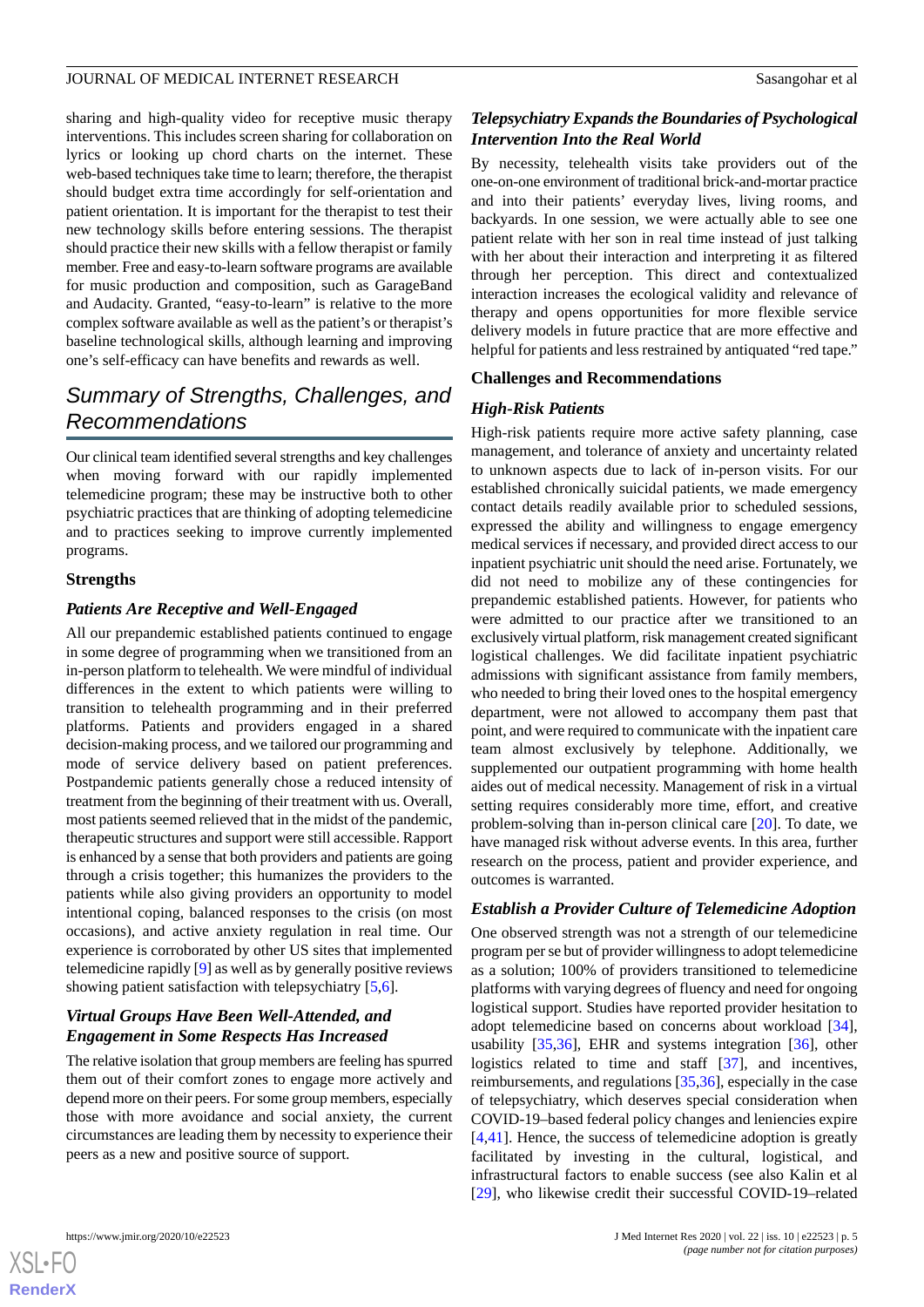sharing and high-quality video for receptive music therapy interventions. This includes screen sharing for collaboration on lyrics or looking up chord charts on the internet. These web-based techniques take time to learn; therefore, the therapist should budget extra time accordingly for self-orientation and patient orientation. It is important for the therapist to test their new technology skills before entering sessions. The therapist should practice their new skills with a fellow therapist or family member. Free and easy-to-learn software programs are available for music production and composition, such as GarageBand and Audacity. Granted, "easy-to-learn" is relative to the more complex software available as well as the patient's or therapist's baseline technological skills, although learning and improving one's self-efficacy can have benefits and rewards as well.

## Summary of Strengths, Challenges, and Recommendations

Our clinical team identified several strengths and key challenges when moving forward with our rapidly implemented telemedicine program; these may be instructive both to other psychiatric practices that are thinking of adopting telemedicine and to practices seeking to improve currently implemented programs.

### Strengths

#### *Patients Are Receptive and Well-Engaged*

All our prepandemic established patients continued to engage in some degree of programming when we transitioned from an in-person platform to telehealth. We were mindful of individual differences in the extent to which patients were willing to transition to telehealth programming and in their preferred platforms. Patients and providers engaged in a shared decision-making process, and we tailored our programming and mode of service delivery based on patient preferences. Postpandemic patients generally chose a reduced intensity of treatment from the beginning of their treatment with us. Overall, most patients seemed relieved that in the midst of the pandemic, therapeutic structures and support were still accessible. Rapport is enhanced by a sense that both providers and patients are going through a crisis together; this humanizes the providers to the patients while also giving providers an opportunity to model intentional coping, balanced responses to the crisis (on most occasions), and active anxiety regulation in real time. Our experience is corroborated by other US sites that implemented telemedicine rapidly [9] as well as by generally positive reviews showing patient satisfaction with telepsychiatry [5,6].

#### *Virtual Groups Have Been Well-Attended, and Engagement in Some Respects Has Increased*

The relative isolation that group members are feeling has spurred them out of their comfort zones to engage more actively and depend more on their peers. For some group members, especially those with more avoidance and social anxiety, the current circumstances are leading them by necessity to experience their peers as a new and positive source of support.

#### *Telepsychiatry Expands the Boundaries of Psychological Intervention Into the Real World*

By necessity, telehealth visits take providers out of the one-on-one environment of traditional brick-and-mortar practice and into their patients' everyday lives, living rooms, and backyards. In one session, we were actually able to see one patient relate with her son in real time instead of just talking with her about their interaction and interpreting it as filtered through her perception. This direct and contextualized interaction increases the ecological validity and relevance of therapy and opens opportunities for more flexible service delivery models in future practice that are more effective and helpful for patients and less restrained by antiquated "red tape."

### Challenges and Recommendations

#### *High-Risk Patients*

High-risk patients require more active safety planning, case management, and tolerance of anxiety and uncertainty related to unknown aspects due to lack of in-person visits. For our established chronically suicidal patients, we made emergency contact details readily available prior to scheduled sessions, expressed the ability and willingness to engage emergency medical services if necessary, and provided direct access to our inpatient psychiatric unit should the need arise. Fortunately, we did not need to mobilize any of these contingencies for prepandemic established patients. However, for patients who were admitted to our practice after we transitioned to an exclusively virtual platform, risk management created significant logistical challenges. We did facilitate inpatient psychiatric admissions with significant assistance from family members, who needed to bring their loved ones to the hospital emergency department, were not allowed to accompany them past that point, and were required to communicate with the inpatient care team almost exclusively by telephone. Additionally, we supplemented our outpatient programming with home health aides out of medical necessity. Management of risk in a virtual setting requires considerably more time, effort, and creative problem-solving than in-person clinical care [20]. To date, we have managed risk without adverse events. In this area, further research on the process, patient and provider experience, and outcomes is warranted.

#### *Establish a Provider Culture of Telemedicine Adoption*

One observed strength was not a strength of our telemedicine program per se but of provider willingness to adopt telemedicine as a solution; 100% of providers transitioned to telemedicine platforms with varying degrees of fluency and need for ongoing logistical support. Studies have reported provider hesitation to adopt telemedicine based on concerns about workload [34], usability [35,36], EHR and systems integration [36], other logistics related to time and staff [37], and incentives, reimbursements, and regulations [35,36], especially in the case of telepsychiatry, which deserves special consideration when COVID-19–based federal policy changes and leniencies expire [4,41]. Hence, the success of telemedicine adoption is greatly facilitated by investing in the cultural, logistical, and infrastructural factors to enable success (see also Kalin et al [29], who likewise credit their successful COVID-19–related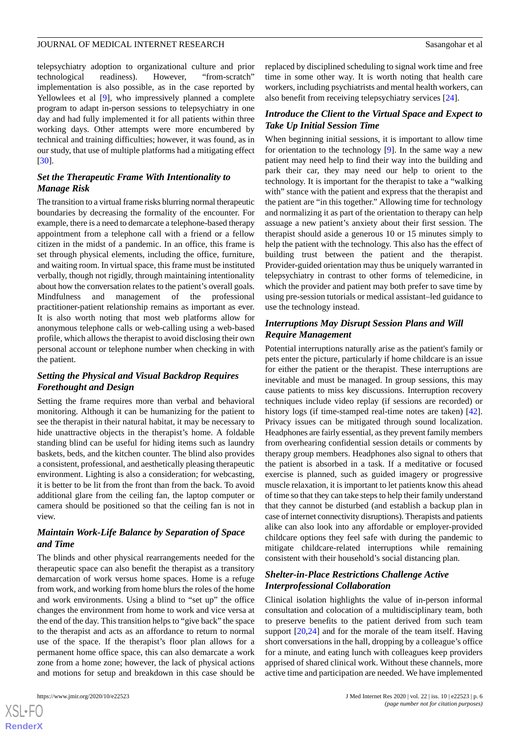telepsychiatry adoption to organizational culture and prior technological readiness). However, "from-scratch" implementation is also possible, as in the case reported by Yellowlees et al [9], who impressively planned a complete program to adapt in-person sessions to telepsychiatry in one day and had fully implemented it for all patients within three working days. Other attempts were more encumbered by technical and training difficulties; however, it was found, as in our study, that use of multiple platforms had a mitigating effect [30].

### *Set the Therapeutic Frame With Intentionality to Manage Risk*

The transition to a virtual frame risks blurring normal therapeutic boundaries by decreasing the formality of the encounter. For example, there is a need to demarcate a telephone-based therapy appointment from a telephone call with a friend or a fellow citizen in the midst of a pandemic. In an office, this frame is set through physical elements, including the office, furniture, and waiting room. In virtual space, this frame must be instituted verbally, though not rigidly, through maintaining intentionality about how the conversation relates to the patient's overall goals. Mindfulness and management of the professional practitioner-patient relationship remains as important as ever. It is also worth noting that most web platforms allow for anonymous telephone calls or web-calling using a web-based profile, which allows the therapist to avoid disclosing their own personal account or telephone number when checking in with the patient.

### *Setting the Physical and Visual Backdrop Requires Forethought and Design*

Setting the frame requires more than verbal and behavioral monitoring. Although it can be humanizing for the patient to see the therapist in their natural habitat, it may be necessary to hide unattractive objects in the therapist's home. A foldable standing blind can be useful for hiding items such as laundry baskets, beds, and the kitchen counter. The blind also provides a consistent, professional, and aesthetically pleasing therapeutic environment. Lighting is also a consideration; for webcasting, it is better to be lit from the front than from the back. To avoid additional glare from the ceiling fan, the laptop computer or camera should be positioned so that the ceiling fan is not in view.

### *Maintain Work-Life Balance by Separation of Space and Time*

The blinds and other physical rearrangements needed for the therapeutic space can also benefit the therapist as a transitory demarcation of work versus home spaces. Home is a refuge from work, and working from home blurs the roles of the home and work environments. Using a blind to "set up" the office changes the environment from home to work and vice versa at the end of the day. This transition helps to "give back" the space to the therapist and acts as an affordance to return to normal use of the space. If the therapist's floor plan allows for a permanent home office space, this can also demarcate a work zone from a home zone; however, the lack of physical actions and motions for setup and breakdown in this case should be replaced by disciplined scheduling to signal work time and free time in some other way. It is worth noting that health care workers, including psychiatrists and mental health workers, can also benefit from receiving telepsychiatry services [24].

### *Introduce the Client to the Virtual Space and Expect to Take Up Initial Session Time*

When beginning initial sessions, it is important to allow time for orientation to the technology [9]. In the same way a new patient may need help to find their way into the building and park their car, they may need our help to orient to the technology. It is important for the therapist to take a "walking with" stance with the patient and express that the therapist and the patient are "in this together." Allowing time for technology and normalizing it as part of the orientation to therapy can help assuage a new patient's anxiety about their first session. The therapist should aside a generous 10 or 15 minutes simply to help the patient with the technology. This also has the effect of building trust between the patient and the therapist. Provider-guided orientation may thus be uniquely warranted in telepsychiatry in contrast to other forms of telemedicine, in which the provider and patient may both prefer to save time by using pre-session tutorials or medical assistant–led guidance to use the technology instead.

### *Interruptions May Disrupt Session Plans and Will Require Management*

Potential interruptions naturally arise as the patient's family or pets enter the picture, particularly if home childcare is an issue for either the patient or the therapist. These interruptions are inevitable and must be managed. In group sessions, this may cause patients to miss key discussions. Interruption recovery techniques include video replay (if sessions are recorded) or history logs (if time-stamped real-time notes are taken) [42]. Privacy issues can be mitigated through sound localization. Headphones are fairly essential, as they prevent family members from overhearing confidential session details or comments by therapy group members. Headphones also signal to others that the patient is absorbed in a task. If a meditative or focused exercise is planned, such as guided imagery or progressive muscle relaxation, it is important to let patients know this ahead of time so that they can take steps to help their family understand that they cannot be disturbed (and establish a backup plan in case of internet connectivity disruptions). Therapists and patients alike can also look into any affordable or employer-provided childcare options they feel safe with during the pandemic to mitigate childcare-related interruptions while remaining consistent with their household's social distancing plan.

### *Shelter-in-Place Restrictions Challenge Active Interprofessional Collaboration*

Clinical isolation highlights the value of in-person informal consultation and colocation of a multidisciplinary team, both to preserve benefits to the patient derived from such team support [20,24] and for the morale of the team itself. Having short conversations in the hall, dropping by a colleague's office for a minute, and eating lunch with colleagues keep providers apprised of shared clinical work. Without these channels, more active time and participation are needed. We have implemented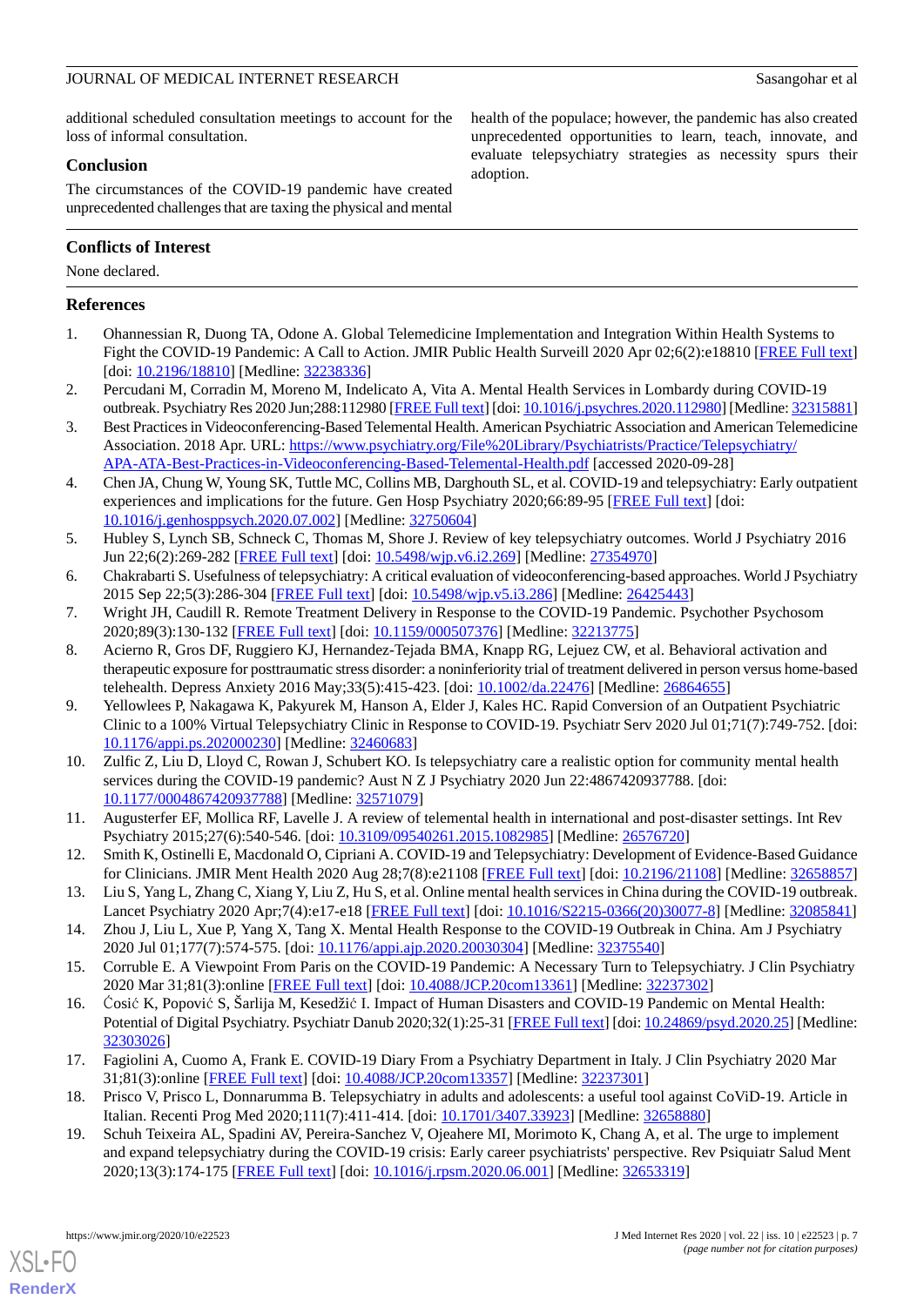additional scheduled consultation meetings to account for the loss of informal consultation.

## Conclusion

The circumstances of the COVID-19 pandemic have created unprecedented challenges that are taxing the physical and mental health of the populace; however, the pandemic has also created unprecedented opportunities to learn, teach, innovate, and evaluate telepsychiatry strategies as necessity spurs their adoption.

## Conflicts of Interest

None declared.

## References

1. Ohannessian R, Duong TA, Odone A. Global Telemedicine Implementation and Integration Within Health Systems to Fight the COVID-19 Pandemic: A Call to Action. JMIR Public Health Surveill 2020 Apr 02;6(2):e18810 [FREE Full text] [doi: 10.2196/18810] [Medline: 32238336]
2. Percudani M, Corradin M, Moreno M, Indelicato A, Vita A. Mental Health Services in Lombardy during COVID-19 outbreak. Psychiatry Res 2020 Jun;288:112980 [FREE Full text] [doi: 10.1016/j.psychres.2020.112980] [Medline: 32315881]
3. Best Practices in Videoconferencing-Based Telemental Health. American Psychiatric Association and American Telemedicine Association. 2018 Apr. URL: https://www.psychiatry.org/File%20Library/Psychiatrists/Practice/Telepsychiatry/APA-ATA-Best-Practices-in-Videoconferencing-Based-Telemental-Health.pdf [accessed 2020-09-28]
4. Chen JA, Chung W, Young SK, Tuttle MC, Collins MB, Darghouth SL, et al. COVID-19 and telepsychiatry: Early outpatient experiences and implications for the future. Gen Hosp Psychiatry 2020;66:89-95 [FREE Full text] [doi: 10.1016/j.genhosppsych.2020.07.002] [Medline: 32750604]
5. Hubley S, Lynch SB, Schneck C, Thomas M, Shore J. Review of key telepsychiatry outcomes. World J Psychiatry 2016 Jun 22;6(2):269-282 [FREE Full text] [doi: 10.5498/wjp.v6.i2.269] [Medline: 27354970]
6. Chakrabarti S. Usefulness of telepsychiatry: A critical evaluation of videoconferencing-based approaches. World J Psychiatry 2015 Sep 22;5(3):286-304 [FREE Full text] [doi: 10.5498/wjp.v5.i3.286] [Medline: 26425443]
7. Wright JH, Caudill R. Remote Treatment Delivery in Response to the COVID-19 Pandemic. Psychother Psychosom 2020;89(3):130-132 [FREE Full text] [doi: 10.1159/000507376] [Medline: 32213775]
8. Acierno R, Gros DF, Ruggiero KJ, Hernandez-Tejada BMA, Knapp RG, Lejuez CW, et al. Behavioral activation and therapeutic exposure for posttraumatic stress disorder: a noninferiority trial of treatment delivered in person versus home-based telehealth. Depress Anxiety 2016 May;33(5):415-423. [doi: 10.1002/da.22476] [Medline: 26864655]
9. Yellowlees P, Nakagawa K, Pakyurek M, Hanson A, Elder J, Kales HC. Rapid Conversion of an Outpatient Psychiatric Clinic to a 100% Virtual Telepsychiatry Clinic in Response to COVID-19. Psychiatr Serv 2020 Jul 01;71(7):749-752. [doi: 10.1176/appi.ps.202000230] [Medline: 32460683]
10. Zulfic Z, Liu D, Lloyd C, Rowan J, Schubert KO. Is telepsychiatry care a realistic option for community mental health services during the COVID-19 pandemic? Aust N Z J Psychiatry 2020 Jun 22:4867420937788. [doi: 10.1177/0004867420937788] [Medline: 32571079]
11. Augusterfer EF, Mollica RF, Lavelle J. A review of telemental health in international and post-disaster settings. Int Rev Psychiatry 2015;27(6):540-546. [doi: 10.3109/09540261.2015.1082985] [Medline: 26576720]
12. Smith K, Ostinelli E, Macdonald O, Cipriani A. COVID-19 and Telepsychiatry: Development of Evidence-Based Guidance for Clinicians. JMIR Ment Health 2020 Aug 28;7(8):e21108 [FREE Full text] [doi: 10.2196/21108] [Medline: 32658857]
13. Liu S, Yang L, Zhang C, Xiang Y, Liu Z, Hu S, et al. Online mental health services in China during the COVID-19 outbreak. Lancet Psychiatry 2020 Apr;7(4):e17-e18 [FREE Full text] [doi: 10.1016/S2215-0366(20)30077-8] [Medline: 32085841]
14. Zhou J, Liu L, Xue P, Yang X, Tang X. Mental Health Response to the COVID-19 Outbreak in China. Am J Psychiatry 2020 Jul 01;177(7):574-575. [doi: 10.1176/appi.ajp.2020.20030304] [Medline: 32375540]
15. Corruble E. A Viewpoint From Paris on the COVID-19 Pandemic: A Necessary Turn to Telepsychiatry. J Clin Psychiatry 2020 Mar 31;81(3):online [FREE Full text] [doi: 10.4088/JCP.20com13361] [Medline: 32237302]
16. Ćosić K, Popović S, Šarlija M, Kesedžić I. Impact of Human Disasters and COVID-19 Pandemic on Mental Health: Potential of Digital Psychiatry. Psychiatr Danub 2020;32(1):25-31 [FREE Full text] [doi: 10.24869/psyd.2020.25] [Medline: 32303026]
17. Fagiolini A, Cuomo A, Frank E. COVID-19 Diary From a Psychiatry Department in Italy. J Clin Psychiatry 2020 Mar 31;81(3):online [FREE Full text] [doi: 10.4088/JCP.20com13357] [Medline: 32237301]
18. Prisco V, Prisco L, Donnarumma B. Telepsychiatry in adults and adolescents: a useful tool against CoViD-19. Article in Italian. Recenti Prog Med 2020;111(7):411-414. [doi: 10.1701/3407.33923] [Medline: 32658880]
19. Schuh Teixeira AL, Spadini AV, Pereira-Sanchez V, Ojeahere MI, Morimoto K, Chang A, et al. The urge to implement and expand telepsychiatry during the COVID-19 crisis: Early career psychiatrists' perspective. Rev Psiquiatr Salud Ment 2020;13(3):174-175 [FREE Full text] [doi: 10.1016/j.rpsm.2020.06.001] [Medline: 32653319]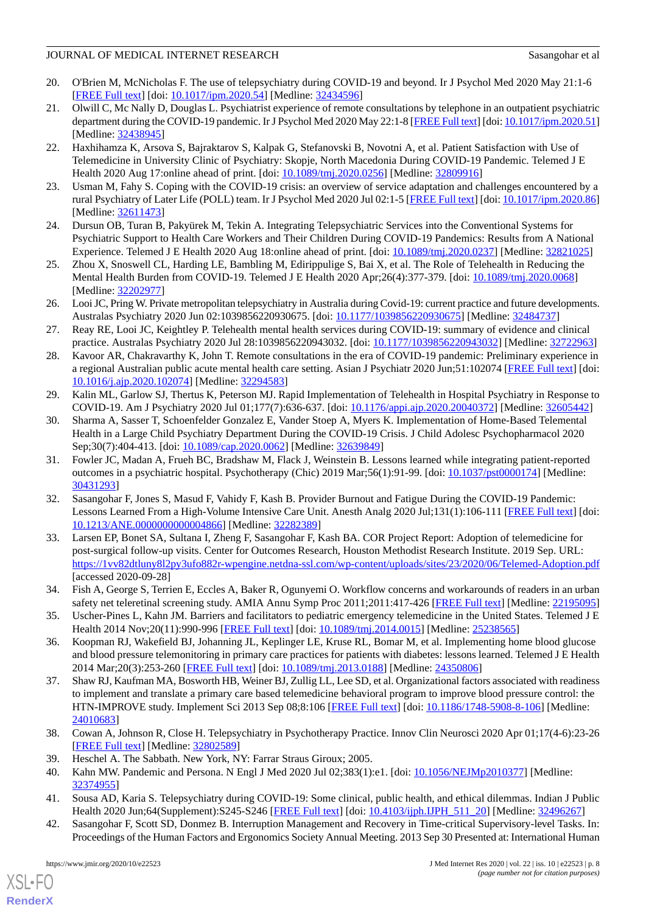20. O'Brien M, McNicholas F. The use of telepsychiatry during COVID-19 and beyond. Ir J Psychol Med 2020 May 21:1-6 [FREE Full text] [doi: 10.1017/ipm.2020.54] [Medline: 32434596]
21. Olwill C, Mc Nally D, Douglas L. Psychiatrist experience of remote consultations by telephone in an outpatient psychiatric department during the COVID-19 pandemic. Ir J Psychol Med 2020 May 22:1-8 [FREE Full text] [doi: 10.1017/ipm.2020.51] [Medline: 32438945]
22. Haxhihamza K, Arsova S, Bajraktarov S, Kalpak G, Stefanovski B, Novotni A, et al. Patient Satisfaction with Use of Telemedicine in University Clinic of Psychiatry: Skopje, North Macedonia During COVID-19 Pandemic. Telemed J E Health 2020 Aug 17:online ahead of print. [doi: 10.1089/tmj.2020.0256] [Medline: 32809916]
23. Usman M, Fahy S. Coping with the COVID-19 crisis: an overview of service adaptation and challenges encountered by a rural Psychiatry of Later Life (POLL) team. Ir J Psychol Med 2020 Jul 02:1-5 [FREE Full text] [doi: 10.1017/ipm.2020.86] [Medline: 32611473]
24. Dursun OB, Turan B, Pakyürek M, Tekin A. Integrating Telepsychiatric Services into the Conventional Systems for Psychiatric Support to Health Care Workers and Their Children During COVID-19 Pandemics: Results from A National Experience. Telemed J E Health 2020 Aug 18:online ahead of print. [doi: 10.1089/tmj.2020.0237] [Medline: 32821025]
25. Zhou X, Snoswell CL, Harding LE, Bambling M, Edirippulige S, Bai X, et al. The Role of Telehealth in Reducing the Mental Health Burden from COVID-19. Telemed J E Health 2020 Apr;26(4):377-379. [doi: 10.1089/tmj.2020.0068] [Medline: 32202977]
26. Looi JC, Pring W. Private metropolitan telepsychiatry in Australia during Covid-19: current practice and future developments. Australas Psychiatry 2020 Jun 02:1039856220930675. [doi: 10.1177/1039856220930675] [Medline: 32484737]
27. Reay RE, Looi JC, Keightley P. Telehealth mental health services during COVID-19: summary of evidence and clinical practice. Australas Psychiatry 2020 Jul 28:1039856220943032. [doi: 10.1177/1039856220943032] [Medline: 32722963]
28. Kavoor AR, Chakravarthy K, John T. Remote consultations in the era of COVID-19 pandemic: Preliminary experience in a regional Australian public acute mental health care setting. Asian J Psychiatr 2020 Jun;51:102074 [FREE Full text] [doi: 10.1016/j.ajp.2020.102074] [Medline: 32294583]
29. Kalin ML, Garlow SJ, Thertus K, Peterson MJ. Rapid Implementation of Telehealth in Hospital Psychiatry in Response to COVID-19. Am J Psychiatry 2020 Jul 01;177(7):636-637. [doi: 10.1176/appi.ajp.2020.20040372] [Medline: 32605442]
30. Sharma A, Sasser T, Schoenfelder Gonzalez E, Vander Stoep A, Myers K. Implementation of Home-Based Telemental Health in a Large Child Psychiatry Department During the COVID-19 Crisis. J Child Adolesc Psychopharmacol 2020 Sep;30(7):404-413. [doi: 10.1089/cap.2020.0062] [Medline: 32639849]
31. Fowler JC, Madan A, Frueh BC, Bradshaw M, Flack J, Weinstein B. Lessons learned while integrating patient-reported outcomes in a psychiatric hospital. Psychotherapy (Chic) 2019 Mar;56(1):91-99. [doi: 10.1037/pst0000174] [Medline: 30431293]
32. Sasangohar F, Jones S, Masud F, Vahidy F, Kash B. Provider Burnout and Fatigue During the COVID-19 Pandemic: Lessons Learned From a High-Volume Intensive Care Unit. Anesth Analg 2020 Jul;131(1):106-111 [FREE Full text] [doi: 10.1213/ANE.0000000000004866] [Medline: 32282389]
33. Larsen EP, Bonet SA, Sultana I, Zheng F, Sasangohar F, Kash BA. COR Project Report: Adoption of telemedicine for post-surgical follow-up visits. Center for Outcomes Research, Houston Methodist Research Institute. 2019 Sep. URL: https://1vv82dtluny8l2py3ufo882r-wpengine.netdna-ssl.com/wp-content/uploads/sites/23/2020/06/Telemed-Adoption.pdf [accessed 2020-09-28]
34. Fish A, George S, Terrien E, Eccles A, Baker R, Ogunyemi O. Workflow concerns and workarounds of readers in an urban safety net teleretinal screening study. AMIA Annu Symp Proc 2011;2011:417-426 [FREE Full text] [Medline: 22195095]
35. Uscher-Pines L, Kahn JM. Barriers and facilitators to pediatric emergency telemedicine in the United States. Telemed J E Health 2014 Nov;20(11):990-996 [FREE Full text] [doi: 10.1089/tmj.2014.0015] [Medline: 25238565]
36. Koopman RJ, Wakefield BJ, Johanning JL, Keplinger LE, Kruse RL, Bomar M, et al. Implementing home blood glucose and blood pressure telemonitoring in primary care practices for patients with diabetes: lessons learned. Telemed J E Health 2014 Mar;20(3):253-260 [FREE Full text] [doi: 10.1089/tmj.2013.0188] [Medline: 24350806]
37. Shaw RJ, Kaufman MA, Bosworth HB, Weiner BJ, Zullig LL, Lee SD, et al. Organizational factors associated with readiness to implement and translate a primary care based telemedicine behavioral program to improve blood pressure control: the HTN-IMPROVE study. Implement Sci 2013 Sep 08;8:106 [FREE Full text] [doi: 10.1186/1748-5908-8-106] [Medline: 24010683]
38. Cowan A, Johnson R, Close H. Telepsychiatry in Psychotherapy Practice. Innov Clin Neurosci 2020 Apr 01;17(4-6):23-26 [FREE Full text] [Medline: 32802589]
39. Heschel A. The Sabbath. New York, NY: Farrar Straus Giroux; 2005.
40. Kahn MW. Pandemic and Persona. N Engl J Med 2020 Jul 02;383(1):e1. [doi: 10.1056/NEJMp2010377] [Medline: 32374955]
41. Sousa AD, Karia S. Telepsychiatry during COVID-19: Some clinical, public health, and ethical dilemmas. Indian J Public Health 2020 Jun;64(Supplement):S245-S246 [FREE Full text] [doi: 10.4103/ijph.IJPH_511_20] [Medline: 32496267]
42. Sasangohar F, Scott SD, Donmez B. Interruption Management and Recovery in Time-critical Supervisory-level Tasks. In: Proceedings of the Human Factors and Ergonomics Society Annual Meeting. 2013 Sep 30 Presented at: International Human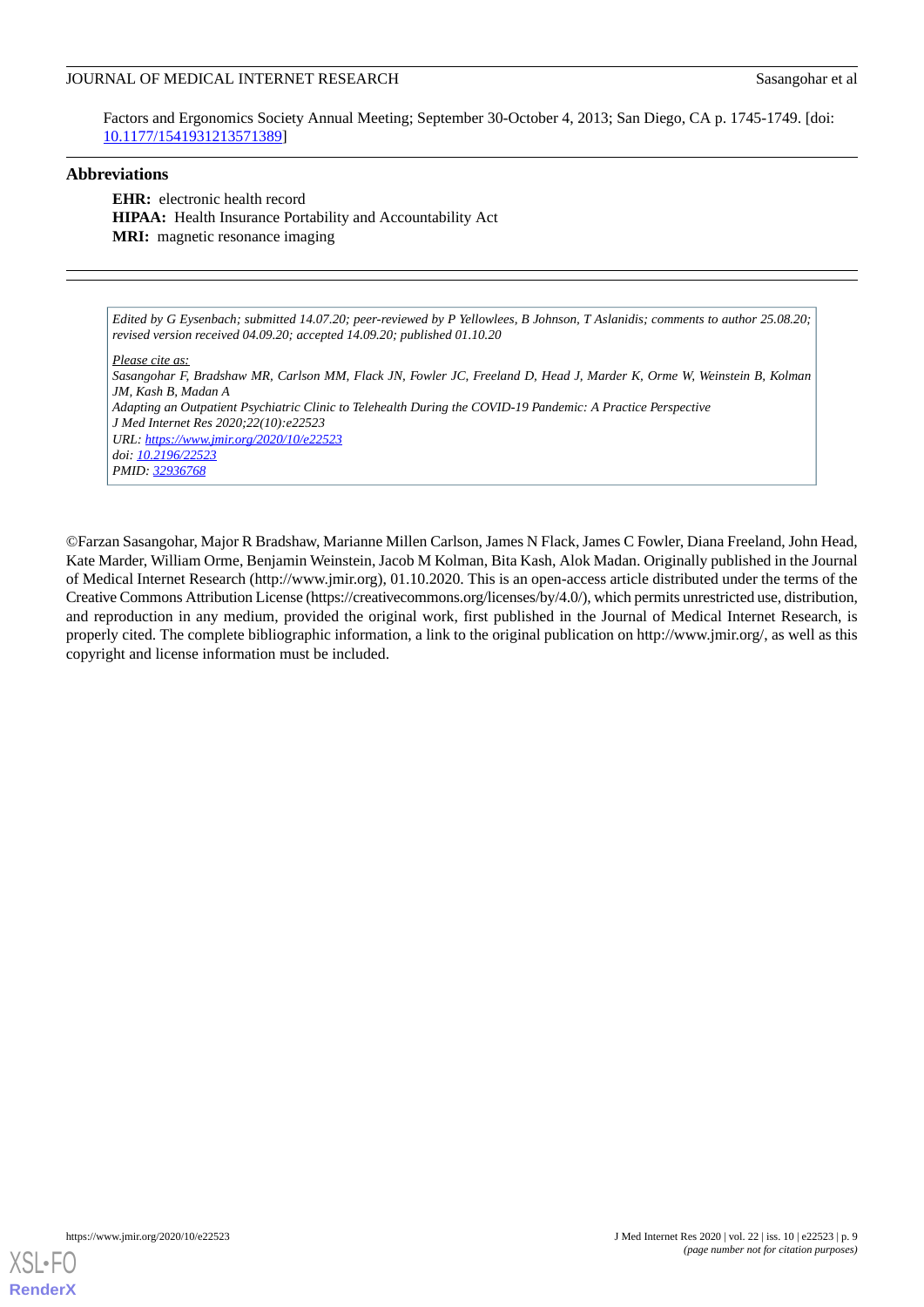Factors and Ergonomics Society Annual Meeting; September 30-October 4, 2013; San Diego, CA p. 1745-1749. [doi: 10.1177/1541931213571389]

## Abbreviations

**EHR:** electronic health record
**HIPAA:** Health Insurance Portability and Accountability Act
**MRI:** magnetic resonance imaging

---

*Edited by G Eysenbach; submitted 14.07.20; peer-reviewed by P Yellowlees, B Johnson, T Aslanidis; comments to author 25.08.20; revised version received 04.09.20; accepted 14.09.20; published 01.10.20*

*Please cite as:*
*Sasangohar F, Bradshaw MR, Carlson MM, Flack JN, Fowler JC, Freeland D, Head J, Marder K, Orme W, Weinstein B, Kolman JM, Kash B, Madan A*
*Adapting an Outpatient Psychiatric Clinic to Telehealth During the COVID-19 Pandemic: A Practice Perspective*
*J Med Internet Res 2020;22(10):e22523*
*URL: https://www.jmir.org/2020/10/e22523*
*doi: 10.2196/22523*
*PMID: 32936768*

©Farzan Sasangohar, Major R Bradshaw, Marianne Millen Carlson, James N Flack, James C Fowler, Diana Freeland, John Head, Kate Marder, William Orme, Benjamin Weinstein, Jacob M Kolman, Bita Kash, Alok Madan. Originally published in the Journal of Medical Internet Research (http://www.jmir.org), 01.10.2020. This is an open-access article distributed under the terms of the Creative Commons Attribution License (https://creativecommons.org/licenses/by/4.0/), which permits unrestricted use, distribution, and reproduction in any medium, provided the original work, first published in the Journal of Medical Internet Research, is properly cited. The complete bibliographic information, a link to the original publication on http://www.jmir.org/, as well as this copyright and license information must be included.